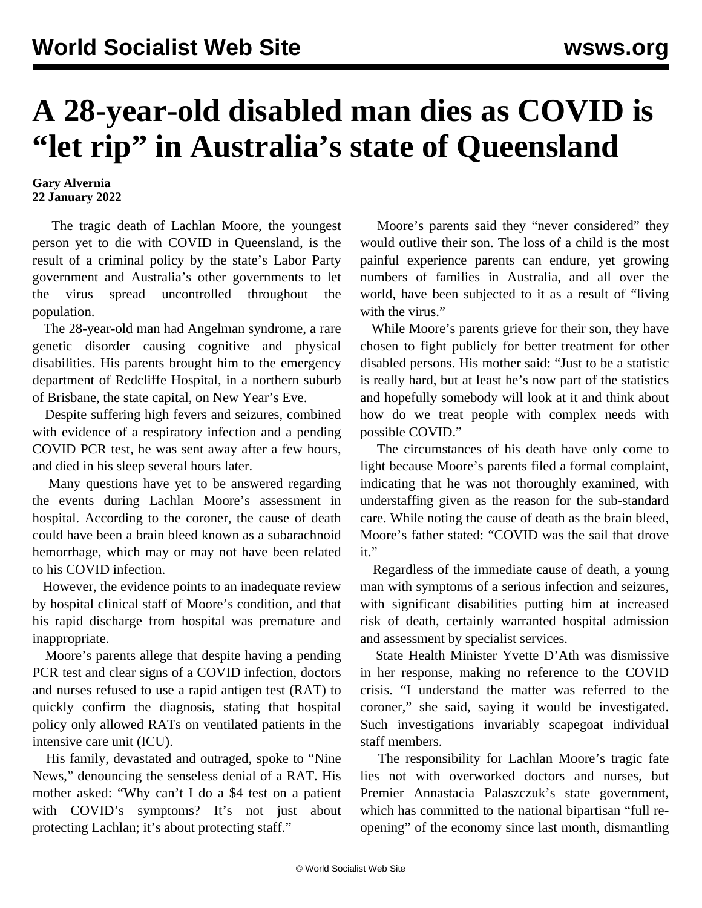# A 28-year-old disabled man dies as COVID is "let rip" in Australia's state of Queensland

**Gary Alvernia**
**22 January 2022**

The tragic death of Lachlan Moore, the youngest person yet to die with COVID in Queensland, is the result of a criminal policy by the state's Labor Party government and Australia's other governments to let the virus spread uncontrolled throughout the population.

The 28-year-old man had Angelman syndrome, a rare genetic disorder causing cognitive and physical disabilities. His parents brought him to the emergency department of Redcliffe Hospital, in a northern suburb of Brisbane, the state capital, on New Year's Eve.

Despite suffering high fevers and seizures, combined with evidence of a respiratory infection and a pending COVID PCR test, he was sent away after a few hours, and died in his sleep several hours later.

Many questions have yet to be answered regarding the events during Lachlan Moore's assessment in hospital. According to the coroner, the cause of death could have been a brain bleed known as a subarachnoid hemorrhage, which may or may not have been related to his COVID infection.

However, the evidence points to an inadequate review by hospital clinical staff of Moore's condition, and that his rapid discharge from hospital was premature and inappropriate.

Moore's parents allege that despite having a pending PCR test and clear signs of a COVID infection, doctors and nurses refused to use a rapid antigen test (RAT) to quickly confirm the diagnosis, stating that hospital policy only allowed RATs on ventilated patients in the intensive care unit (ICU).

His family, devastated and outraged, spoke to "Nine News," denouncing the senseless denial of a RAT. His mother asked: "Why can't I do a $4 test on a patient with COVID's symptoms? It's not just about protecting Lachlan; it's about protecting staff."

Moore's parents said they "never considered" they would outlive their son. The loss of a child is the most painful experience parents can endure, yet growing numbers of families in Australia, and all over the world, have been subjected to it as a result of "living with the virus."

While Moore's parents grieve for their son, they have chosen to fight publicly for better treatment for other disabled persons. His mother said: "Just to be a statistic is really hard, but at least he's now part of the statistics and hopefully somebody will look at it and think about how do we treat people with complex needs with possible COVID."

The circumstances of his death have only come to light because Moore's parents filed a formal complaint, indicating that he was not thoroughly examined, with understaffing given as the reason for the sub-standard care. While noting the cause of death as the brain bleed, Moore's father stated: "COVID was the sail that drove it."

Regardless of the immediate cause of death, a young man with symptoms of a serious infection and seizures, with significant disabilities putting him at increased risk of death, certainly warranted hospital admission and assessment by specialist services.

State Health Minister Yvette D'Ath was dismissive in her response, making no reference to the COVID crisis. "I understand the matter was referred to the coroner," she said, saying it would be investigated. Such investigations invariably scapegoat individual staff members.

The responsibility for Lachlan Moore's tragic fate lies not with overworked doctors and nurses, but Premier Annastacia Palaszczuk's state government, which has committed to the national bipartisan "full re-opening" of the economy since last month, dismantling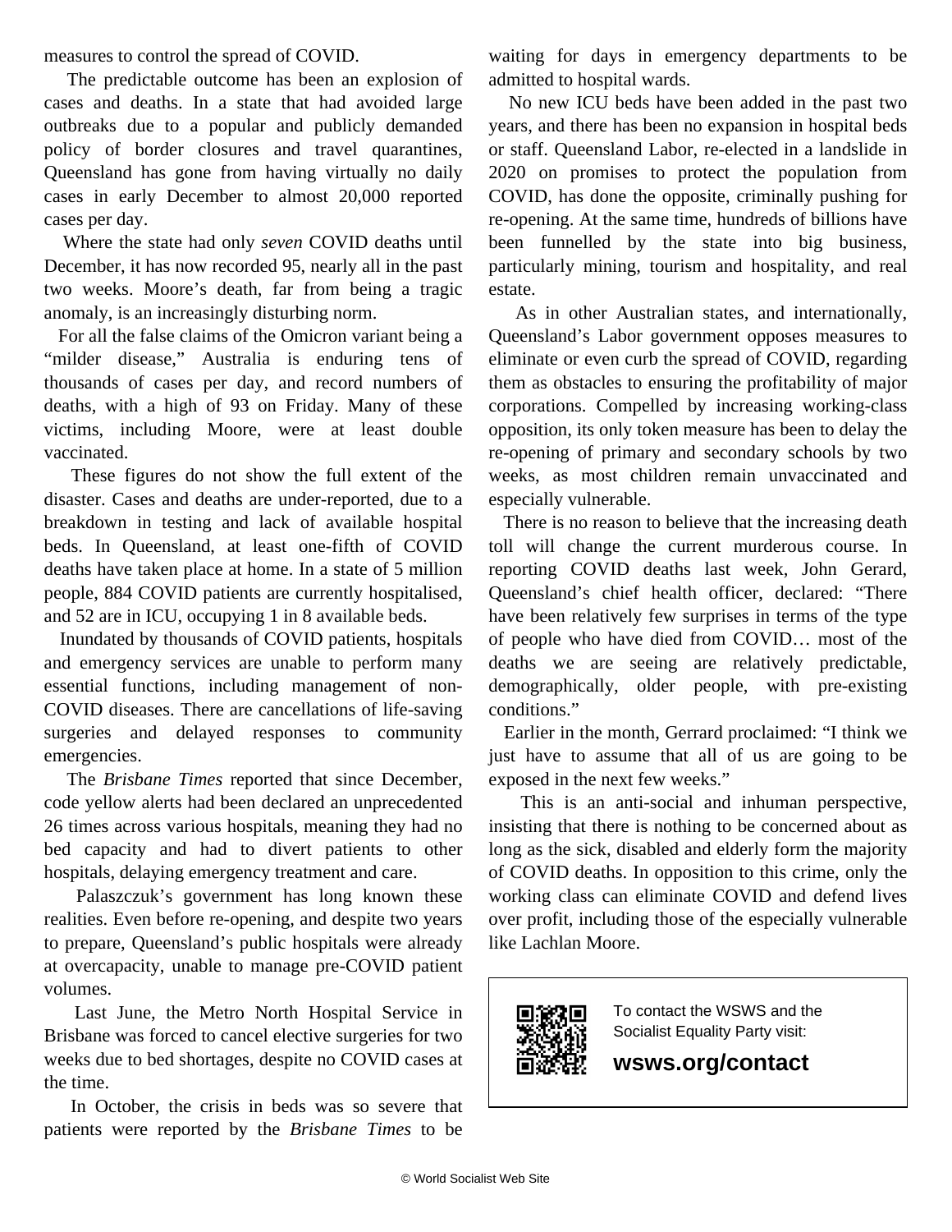measures to control the spread of COVID.

The predictable outcome has been an explosion of cases and deaths. In a state that had avoided large outbreaks due to a popular and publicly demanded policy of border closures and travel quarantines, Queensland has gone from having virtually no daily cases in early December to almost 20,000 reported cases per day.

Where the state had only *seven* COVID deaths until December, it has now recorded 95, nearly all in the past two weeks. Moore's death, far from being a tragic anomaly, is an increasingly disturbing norm.

For all the false claims of the Omicron variant being a "milder disease," Australia is enduring tens of thousands of cases per day, and record numbers of deaths, with a high of 93 on Friday. Many of these victims, including Moore, were at least double vaccinated.

These figures do not show the full extent of the disaster. Cases and deaths are under-reported, due to a breakdown in testing and lack of available hospital beds. In Queensland, at least one-fifth of COVID deaths have taken place at home. In a state of 5 million people, 884 COVID patients are currently hospitalised, and 52 are in ICU, occupying 1 in 8 available beds.

Inundated by thousands of COVID patients, hospitals and emergency services are unable to perform many essential functions, including management of non-COVID diseases. There are cancellations of life-saving surgeries and delayed responses to community emergencies.

The *Brisbane Times* reported that since December, code yellow alerts had been declared an unprecedented 26 times across various hospitals, meaning they had no bed capacity and had to divert patients to other hospitals, delaying emergency treatment and care.

Palaszczuk's government has long known these realities. Even before re-opening, and despite two years to prepare, Queensland's public hospitals were already at overcapacity, unable to manage pre-COVID patient volumes.

Last June, the Metro North Hospital Service in Brisbane was forced to cancel elective surgeries for two weeks due to bed shortages, despite no COVID cases at the time.

In October, the crisis in beds was so severe that patients were reported by the *Brisbane Times* to be waiting for days in emergency departments to be admitted to hospital wards.

No new ICU beds have been added in the past two years, and there has been no expansion in hospital beds or staff. Queensland Labor, re-elected in a landslide in 2020 on promises to protect the population from COVID, has done the opposite, criminally pushing for re-opening. At the same time, hundreds of billions have been funnelled by the state into big business, particularly mining, tourism and hospitality, and real estate.

As in other Australian states, and internationally, Queensland's Labor government opposes measures to eliminate or even curb the spread of COVID, regarding them as obstacles to ensuring the profitability of major corporations. Compelled by increasing working-class opposition, its only token measure has been to delay the re-opening of primary and secondary schools by two weeks, as most children remain unvaccinated and especially vulnerable.

There is no reason to believe that the increasing death toll will change the current murderous course. In reporting COVID deaths last week, John Gerard, Queensland's chief health officer, declared: "There have been relatively few surprises in terms of the type of people who have died from COVID… most of the deaths we are seeing are relatively predictable, demographically, older people, with pre-existing conditions."

Earlier in the month, Gerrard proclaimed: "I think we just have to assume that all of us are going to be exposed in the next few weeks."

This is an anti-social and inhuman perspective, insisting that there is nothing to be concerned about as long as the sick, disabled and elderly form the majority of COVID deaths. In opposition to this crime, only the working class can eliminate COVID and defend lives over profit, including those of the especially vulnerable like Lachlan Moore.

To contact the WSWS and the Socialist Equality Party visit:

**wsws.org/contact**